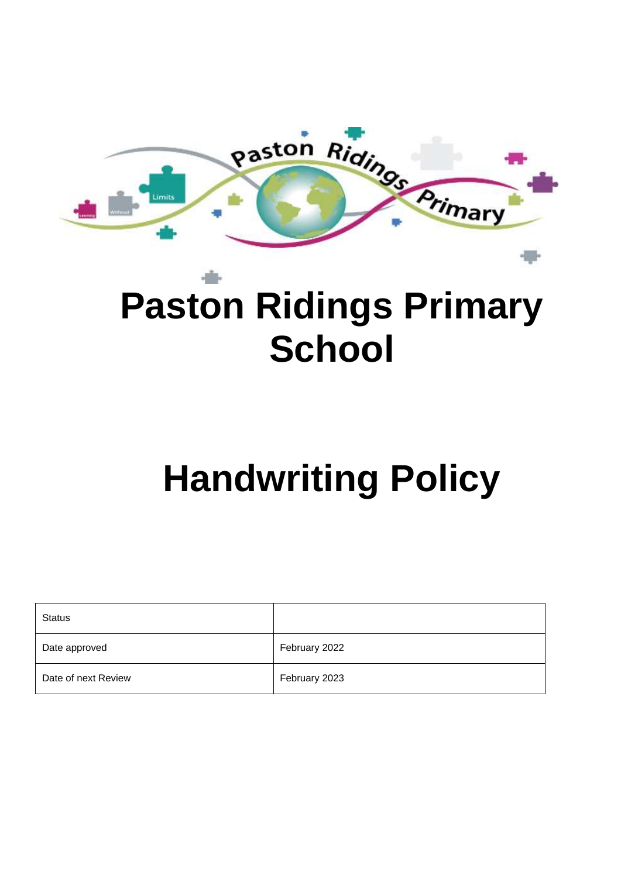# Paston Ridings Primary School

# Handwriting Policy

| Status | |
|---|---|
| Date approved | February 2022 |
| Date of next Review | February 2023 |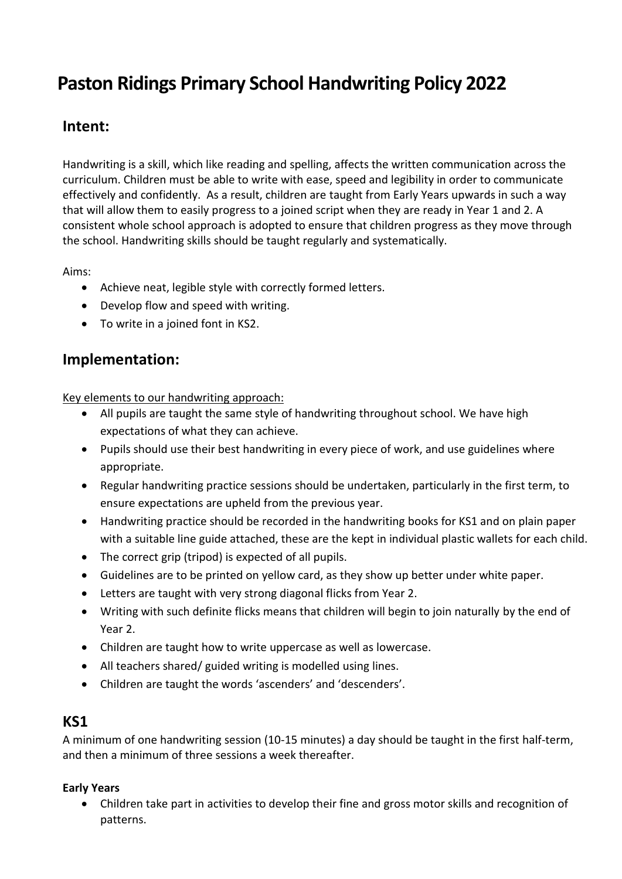# Paston Ridings Primary School Handwriting Policy 2022

## Intent:

Handwriting is a skill, which like reading and spelling, affects the written communication across the curriculum. Children must be able to write with ease, speed and legibility in order to communicate effectively and confidently. As a result, children are taught from Early Years upwards in such a way that will allow them to easily progress to a joined script when they are ready in Year 1 and 2. A consistent whole school approach is adopted to ensure that children progress as they move through the school. Handwriting skills should be taught regularly and systematically.

Aims:

- Achieve neat, legible style with correctly formed letters.
- Develop flow and speed with writing.
- To write in a joined font in KS2.

## Implementation:

Key elements to our handwriting approach:

- All pupils are taught the same style of handwriting throughout school. We have high expectations of what they can achieve.
- Pupils should use their best handwriting in every piece of work, and use guidelines where appropriate.
- Regular handwriting practice sessions should be undertaken, particularly in the first term, to ensure expectations are upheld from the previous year.
- Handwriting practice should be recorded in the handwriting books for KS1 and on plain paper with a suitable line guide attached, these are the kept in individual plastic wallets for each child.
- The correct grip (tripod) is expected of all pupils.
- Guidelines are to be printed on yellow card, as they show up better under white paper.
- Letters are taught with very strong diagonal flicks from Year 2.
- Writing with such definite flicks means that children will begin to join naturally by the end of Year 2.
- Children are taught how to write uppercase as well as lowercase.
- All teachers shared/ guided writing is modelled using lines.
- Children are taught the words 'ascenders' and 'descenders'.

## KS1

A minimum of one handwriting session (10-15 minutes) a day should be taught in the first half-term, and then a minimum of three sessions a week thereafter.

### Early Years

- Children take part in activities to develop their fine and gross motor skills and recognition of patterns.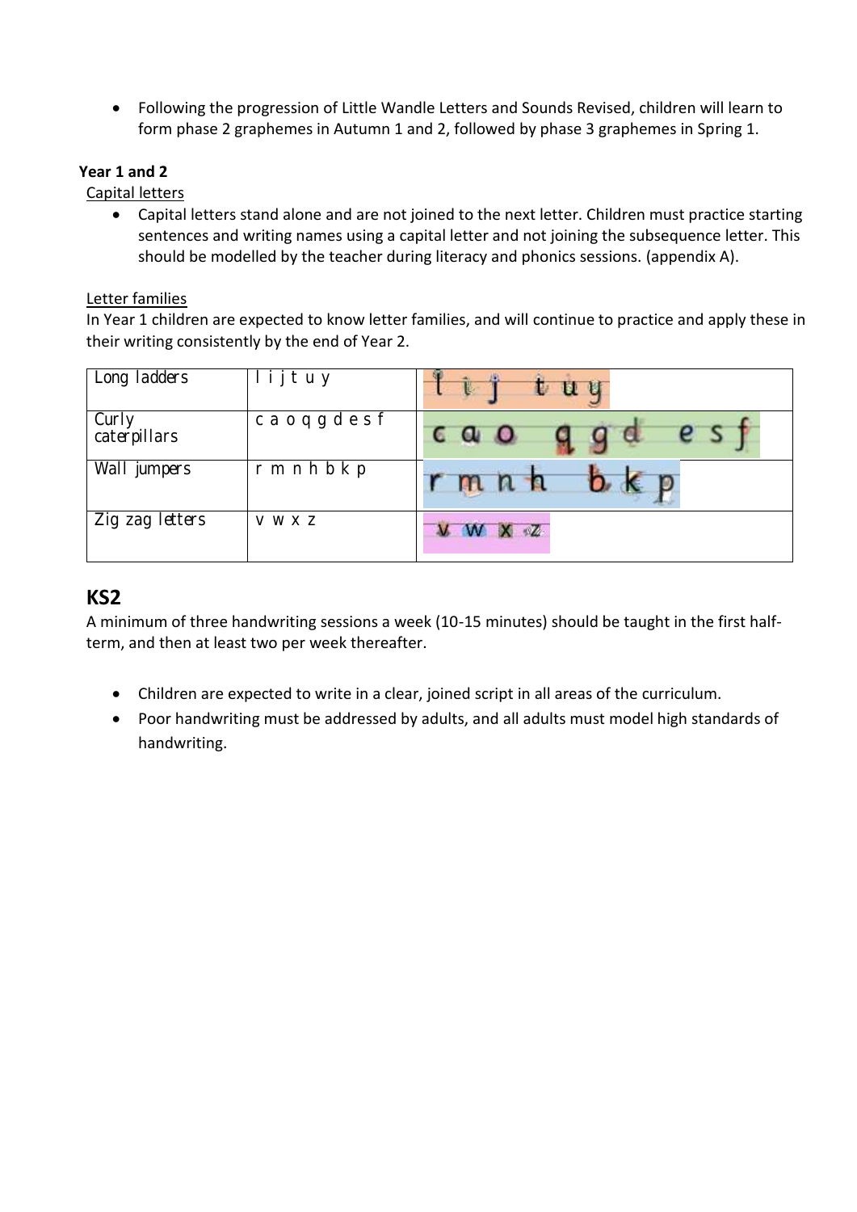- Following the progression of Little Wandle Letters and Sounds Revised, children will learn to form phase 2 graphemes in Autumn 1 and 2, followed by phase 3 graphemes in Spring 1.

**Year 1 and 2**

Capital letters

- Capital letters stand alone and are not joined to the next letter. Children must practice starting sentences and writing names using a capital letter and not joining the subsequence letter. This should be modelled by the teacher during literacy and phonics sessions. (appendix A).

Letter families

In Year 1 children are expected to know letter families, and will continue to practice and apply these in their writing consistently by the end of Year 2.

| Long ladders | l i j t u y | |
|---|---|---|
| Curly caterpillars | c a o q g d e s f | |
| Wall jumpers | r m n h b k p | |
| Zig zag letters | v w x z | |

## KS2

A minimum of three handwriting sessions a week (10-15 minutes) should be taught in the first half-term, and then at least two per week thereafter.

- Children are expected to write in a clear, joined script in all areas of the curriculum.
- Poor handwriting must be addressed by adults, and all adults must model high standards of handwriting.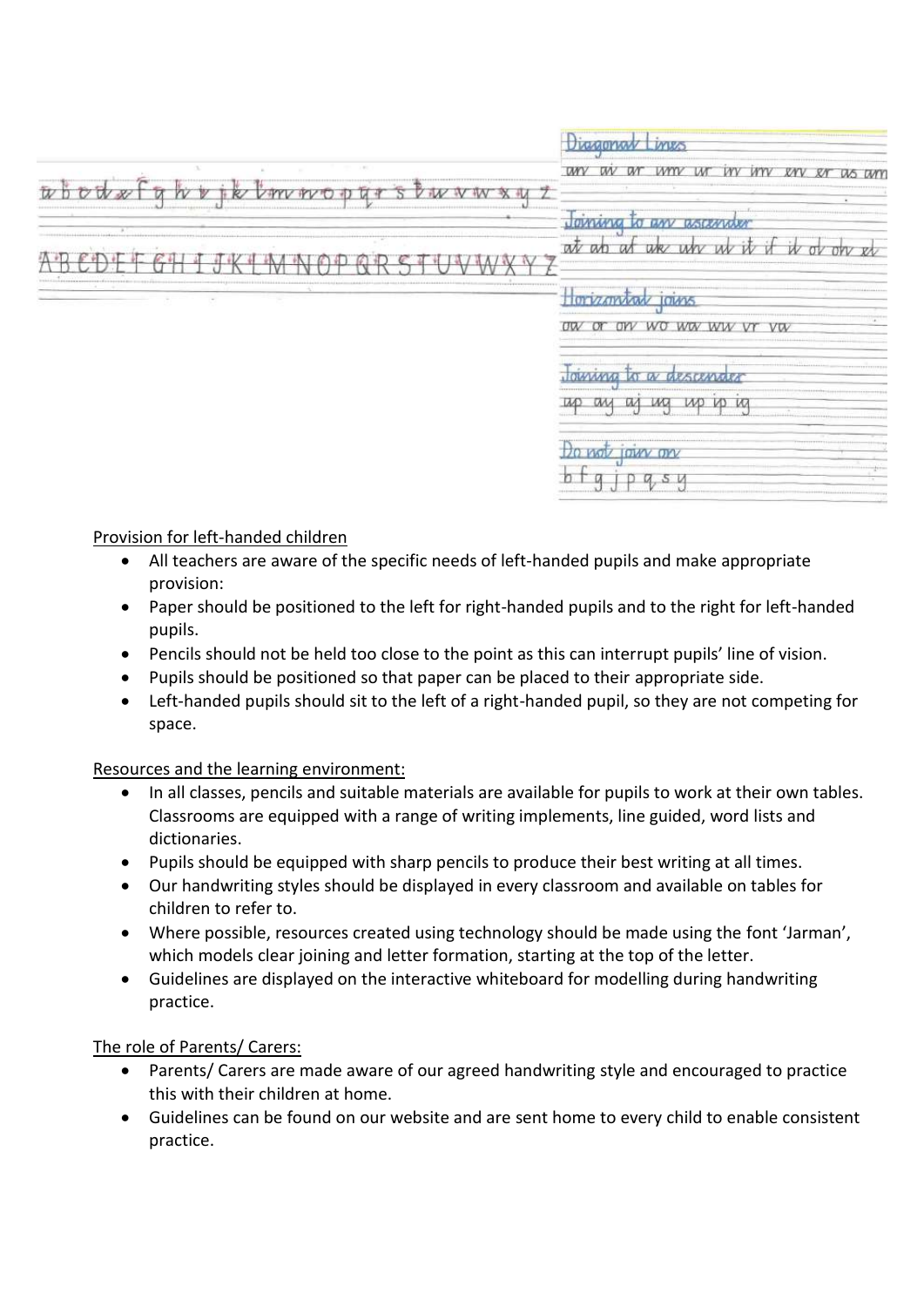a b c d e f g h i j k l m n o p q r s t u v w x y z

A B C D E F G H I J K L M N O P Q R S T U V W X Y Z

Diagonal Lines

an ai ar um ur in im en er as am

Joining to an ascender

at ab af ak uh ul it if il ol oh el

Horizontal joins

oa or on wo wa wu vr va

Joining to a descender

up ay aj ug up ip ig

Do not join on

b f g j p q s y

Provision for left-handed children

- All teachers are aware of the specific needs of left-handed pupils and make appropriate provision:
- Paper should be positioned to the left for right-handed pupils and to the right for left-handed pupils.
- Pencils should not be held too close to the point as this can interrupt pupils' line of vision.
- Pupils should be positioned so that paper can be placed to their appropriate side.
- Left-handed pupils should sit to the left of a right-handed pupil, so they are not competing for space.

Resources and the learning environment:

- In all classes, pencils and suitable materials are available for pupils to work at their own tables. Classrooms are equipped with a range of writing implements, line guided, word lists and dictionaries.
- Pupils should be equipped with sharp pencils to produce their best writing at all times.
- Our handwriting styles should be displayed in every classroom and available on tables for children to refer to.
- Where possible, resources created using technology should be made using the font 'Jarman', which models clear joining and letter formation, starting at the top of the letter.
- Guidelines are displayed on the interactive whiteboard for modelling during handwriting practice.

The role of Parents/ Carers:

- Parents/ Carers are made aware of our agreed handwriting style and encouraged to practice this with their children at home.
- Guidelines can be found on our website and are sent home to every child to enable consistent practice.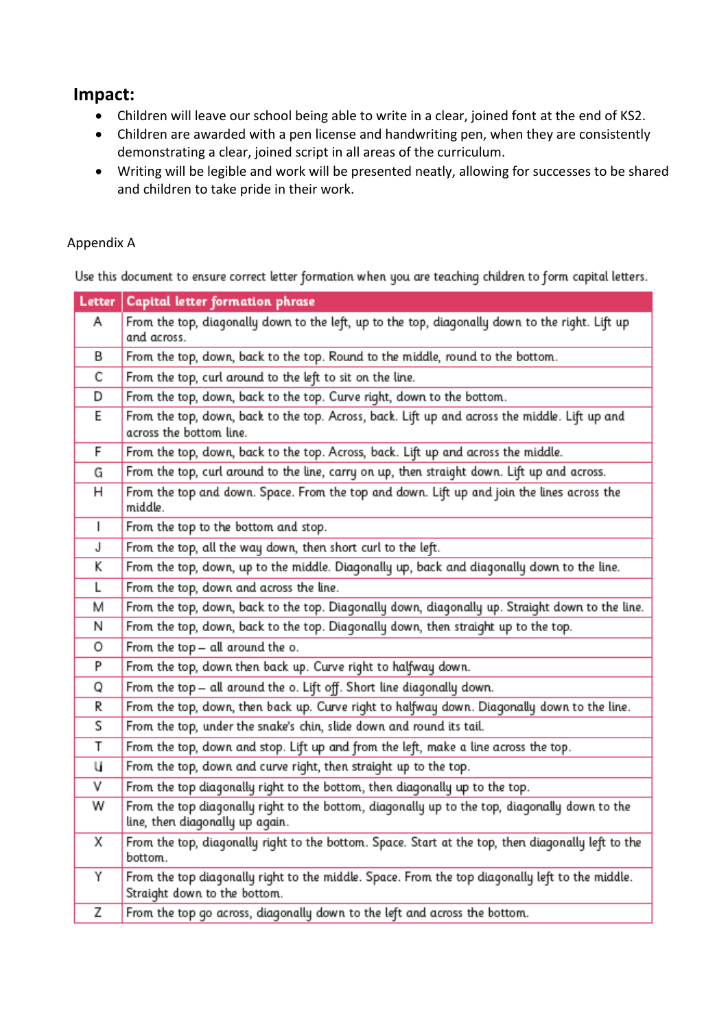## Impact:

- Children will leave our school being able to write in a clear, joined font at the end of KS2.
- Children are awarded with a pen license and handwriting pen, when they are consistently demonstrating a clear, joined script in all areas of the curriculum.
- Writing will be legible and work will be presented neatly, allowing for successes to be shared and children to take pride in their work.

Appendix A

Use this document to ensure correct letter formation when you are teaching children to form capital letters.

| Letter | Capital letter formation phrase |
| --- | --- |
| A | From the top, diagonally down to the left, up to the top, diagonally down to the right. Lift up and across. |
| B | From the top, down, back to the top. Round to the middle, round to the bottom. |
| C | From the top, curl around to the left to sit on the line. |
| D | From the top, down, back to the top. Curve right, down to the bottom. |
| E | From the top, down, back to the top. Across, back. Lift up and across the middle. Lift up and across the bottom line. |
| F | From the top, down, back to the top. Across, back. Lift up and across the middle. |
| G | From the top, curl around to the line, carry on up, then straight down. Lift up and across. |
| H | From the top and down. Space. From the top and down. Lift up and join the lines across the middle. |
| I | From the top to the bottom and stop. |
| J | From the top, all the way down, then short curl to the left. |
| K | From the top, down, up to the middle. Diagonally up, back and diagonally down to the line. |
| L | From the top, down and across the line. |
| M | From the top, down, back to the top. Diagonally down, diagonally up. Straight down to the line. |
| N | From the top, down, back to the top. Diagonally down, then straight up to the top. |
| O | From the top – all around the o. |
| P | From the top, down then back up. Curve right to halfway down. |
| Q | From the top – all around the o. Lift off. Short line diagonally down. |
| R | From the top, down, then back up. Curve right to halfway down. Diagonally down to the line. |
| S | From the top, under the snake's chin, slide down and round its tail. |
| T | From the top, down and stop. Lift up and from the left, make a line across the top. |
| U | From the top, down and curve right, then straight up to the top. |
| V | From the top diagonally right to the bottom, then diagonally up to the top. |
| W | From the top diagonally right to the bottom, diagonally up to the top, diagonally down to the line, then diagonally up again. |
| X | From the top, diagonally right to the bottom. Space. Start at the top, then diagonally left to the bottom. |
| Y | From the top diagonally right to the middle. Space. From the top diagonally left to the middle. Straight down to the bottom. |
| Z | From the top go across, diagonally down to the left and across the bottom. |